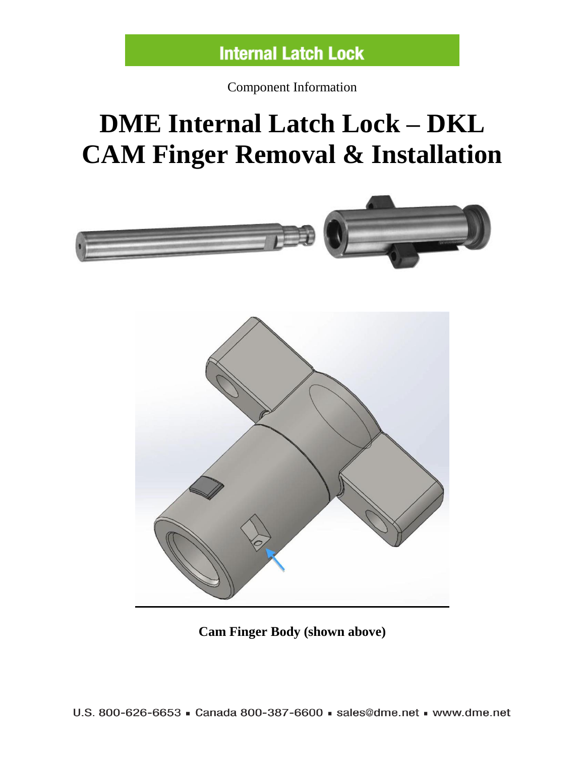Internal Latch Lock

Component Information

# DME Internal Latch Lock – DKL CAM Finger Removal & Installation

**Cam Finger Body (shown above)**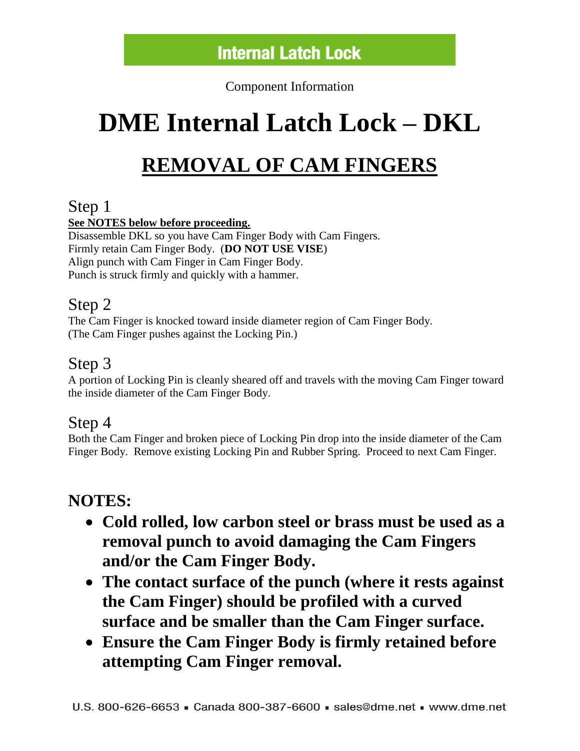Internal Latch Lock

Component Information

# DME Internal Latch Lock – DKL

## REMOVAL OF CAM FINGERS

### Step 1

**See NOTES below before proceeding.**

Disassemble DKL so you have Cam Finger Body with Cam Fingers.
Firmly retain Cam Finger Body. (**DO NOT USE VISE**)
Align punch with Cam Finger in Cam Finger Body.
Punch is struck firmly and quickly with a hammer.

### Step 2

The Cam Finger is knocked toward inside diameter region of Cam Finger Body.
(The Cam Finger pushes against the Locking Pin.)

### Step 3

A portion of Locking Pin is cleanly sheared off and travels with the moving Cam Finger toward the inside diameter of the Cam Finger Body.

### Step 4

Both the Cam Finger and broken piece of Locking Pin drop into the inside diameter of the Cam Finger Body. Remove existing Locking Pin and Rubber Spring. Proceed to next Cam Finger.

## NOTES:

- **Cold rolled, low carbon steel or brass must be used as a removal punch to avoid damaging the Cam Fingers and/or the Cam Finger Body.**
- **The contact surface of the punch (where it rests against the Cam Finger) should be profiled with a curved surface and be smaller than the Cam Finger surface.**
- **Ensure the Cam Finger Body is firmly retained before attempting Cam Finger removal.**

U.S. 800-626-6653 ▪ Canada 800-387-6600 ▪ sales@dme.net ▪ www.dme.net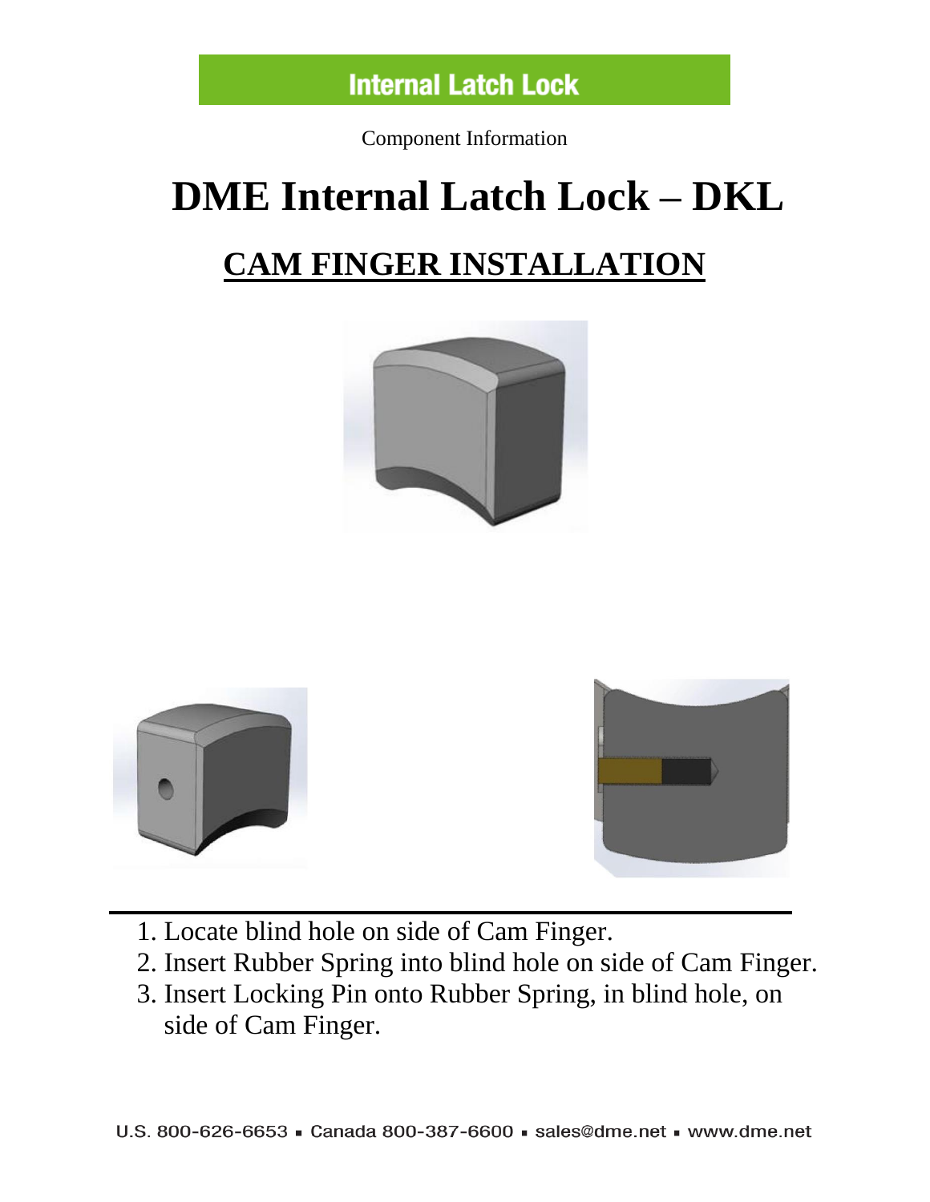**Internal Latch Lock**

Component Information

# DME Internal Latch Lock – DKL

## CAM FINGER INSTALLATION

1. Locate blind hole on side of Cam Finger.
2. Insert Rubber Spring into blind hole on side of Cam Finger.
3. Insert Locking Pin onto Rubber Spring, in blind hole, on side of Cam Finger.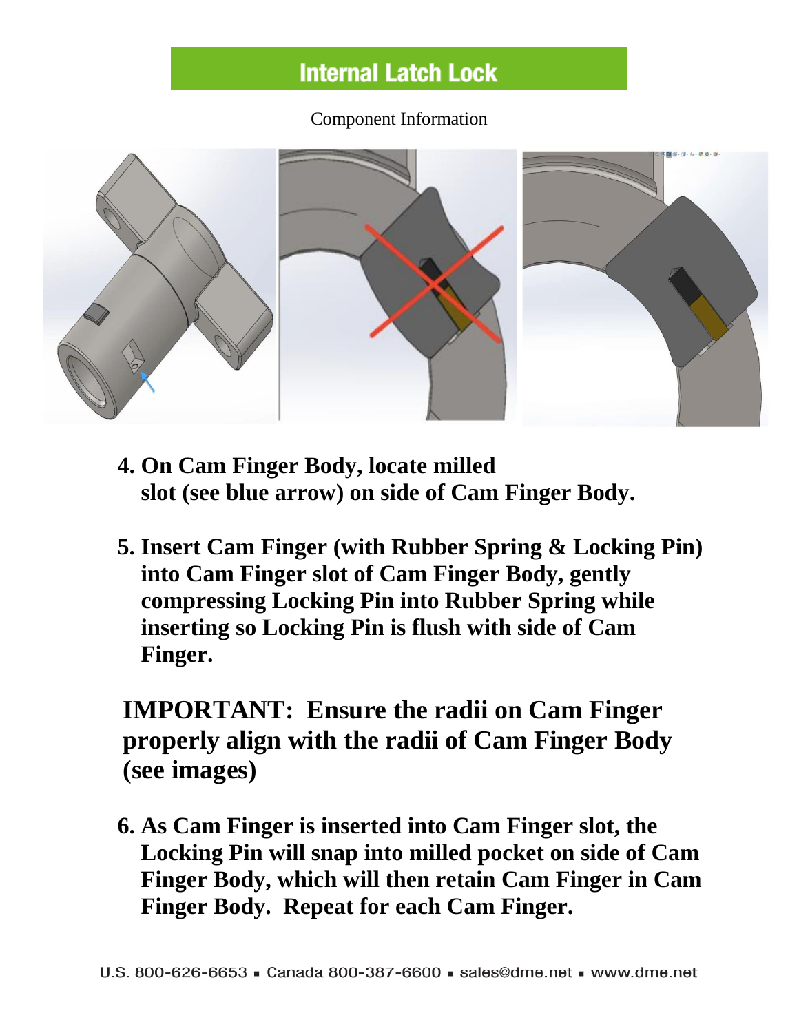# Internal Latch Lock

Component Information

4. **On Cam Finger Body, locate milled slot (see blue arrow) on side of Cam Finger Body.**

5. **Insert Cam Finger (with Rubber Spring & Locking Pin) into Cam Finger slot of Cam Finger Body, gently compressing Locking Pin into Rubber Spring while inserting so Locking Pin is flush with side of Cam Finger.**

**IMPORTANT: Ensure the radii on Cam Finger properly align with the radii of Cam Finger Body (see images)**

6. **As Cam Finger is inserted into Cam Finger slot, the Locking Pin will snap into milled pocket on side of Cam Finger Body, which will then retain Cam Finger in Cam Finger Body. Repeat for each Cam Finger.**

U.S. 800-626-6653 ▪ Canada 800-387-6600 ▪ sales@dme.net ▪ www.dme.net